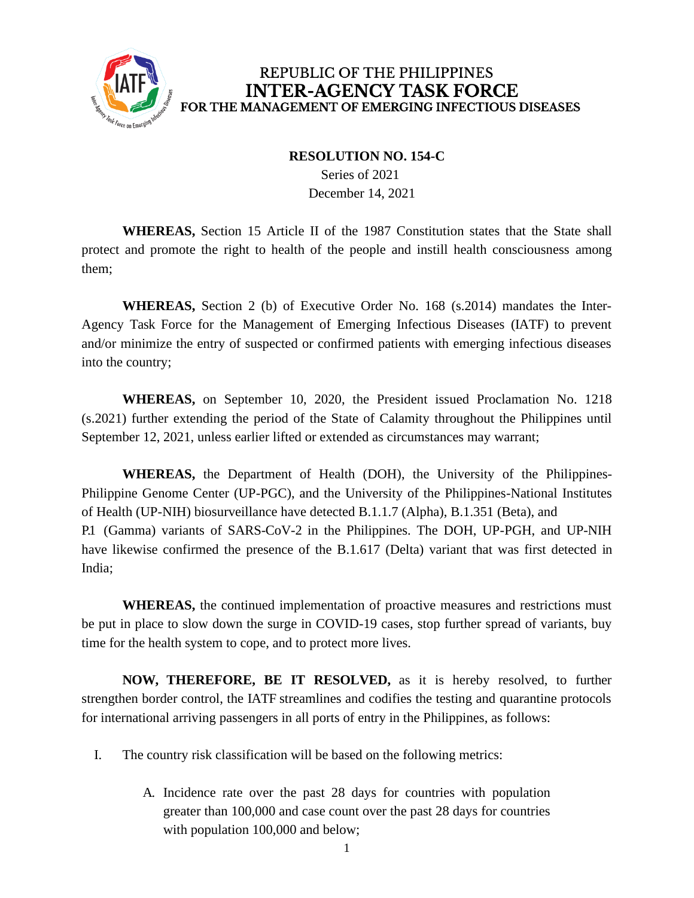REPUBLIC OF THE PHILIPPINES
**INTER-AGENCY TASK FORCE**
**FOR THE MANAGEMENT OF EMERGING INFECTIOUS DISEASES**

**RESOLUTION NO. 154-C**
Series of 2021
December 14, 2021

**WHEREAS,** Section 15 Article II of the 1987 Constitution states that the State shall protect and promote the right to health of the people and instill health consciousness among them;

**WHEREAS,** Section 2 (b) of Executive Order No. 168 (s.2014) mandates the Inter-Agency Task Force for the Management of Emerging Infectious Diseases (IATF) to prevent and/or minimize the entry of suspected or confirmed patients with emerging infectious diseases into the country;

**WHEREAS,** on September 10, 2020, the President issued Proclamation No. 1218 (s.2021) further extending the period of the State of Calamity throughout the Philippines until September 12, 2021, unless earlier lifted or extended as circumstances may warrant;

**WHEREAS,** the Department of Health (DOH), the University of the Philippines-Philippine Genome Center (UP-PGC), and the University of the Philippines-National Institutes of Health (UP-NIH) biosurveillance have detected B.1.1.7 (Alpha), B.1.351 (Beta), and P.1 (Gamma) variants of SARS-CoV-2 in the Philippines. The DOH, UP-PGH, and UP-NIH have likewise confirmed the presence of the B.1.617 (Delta) variant that was first detected in India;

**WHEREAS,** the continued implementation of proactive measures and restrictions must be put in place to slow down the surge in COVID-19 cases, stop further spread of variants, buy time for the health system to cope, and to protect more lives.

**NOW, THEREFORE, BE IT RESOLVED,** as it is hereby resolved, to further strengthen border control, the IATF streamlines and codifies the testing and quarantine protocols for international arriving passengers in all ports of entry in the Philippines, as follows:

I. The country risk classification will be based on the following metrics:

   A. Incidence rate over the past 28 days for countries with population greater than 100,000 and case count over the past 28 days for countries with population 100,000 and below;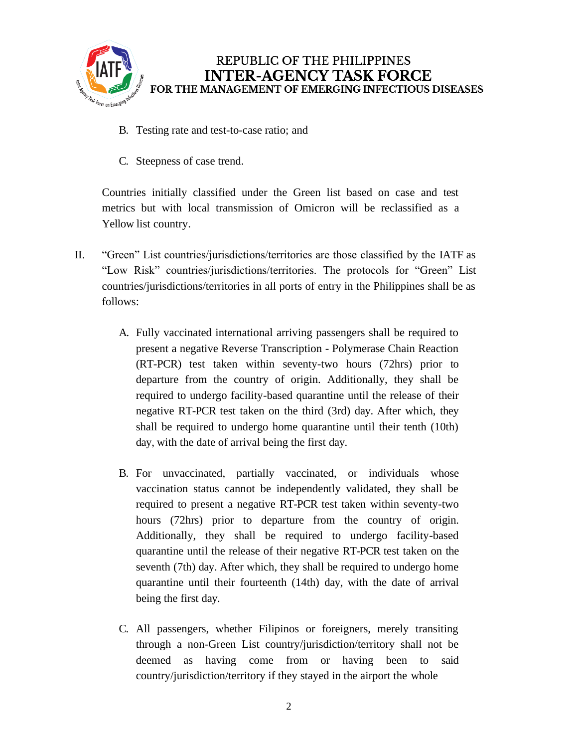B. Testing rate and test-to-case ratio; and

C. Steepness of case trend.

Countries initially classified under the Green list based on case and test metrics but with local transmission of Omicron will be reclassified as a Yellow list country.

II. "Green" List countries/jurisdictions/territories are those classified by the IATF as "Low Risk" countries/jurisdictions/territories. The protocols for "Green" List countries/jurisdictions/territories in all ports of entry in the Philippines shall be as follows:

A. Fully vaccinated international arriving passengers shall be required to present a negative Reverse Transcription - Polymerase Chain Reaction (RT-PCR) test taken within seventy-two hours (72hrs) prior to departure from the country of origin. Additionally, they shall be required to undergo facility-based quarantine until the release of their negative RT-PCR test taken on the third (3rd) day. After which, they shall be required to undergo home quarantine until their tenth (10th) day, with the date of arrival being the first day.

B. For unvaccinated, partially vaccinated, or individuals whose vaccination status cannot be independently validated, they shall be required to present a negative RT-PCR test taken within seventy-two hours (72hrs) prior to departure from the country of origin. Additionally, they shall be required to undergo facility-based quarantine until the release of their negative RT-PCR test taken on the seventh (7th) day. After which, they shall be required to undergo home quarantine until their fourteenth (14th) day, with the date of arrival being the first day.

C. All passengers, whether Filipinos or foreigners, merely transiting through a non-Green List country/jurisdiction/territory shall not be deemed as having come from or having been to said country/jurisdiction/territory if they stayed in the airport the whole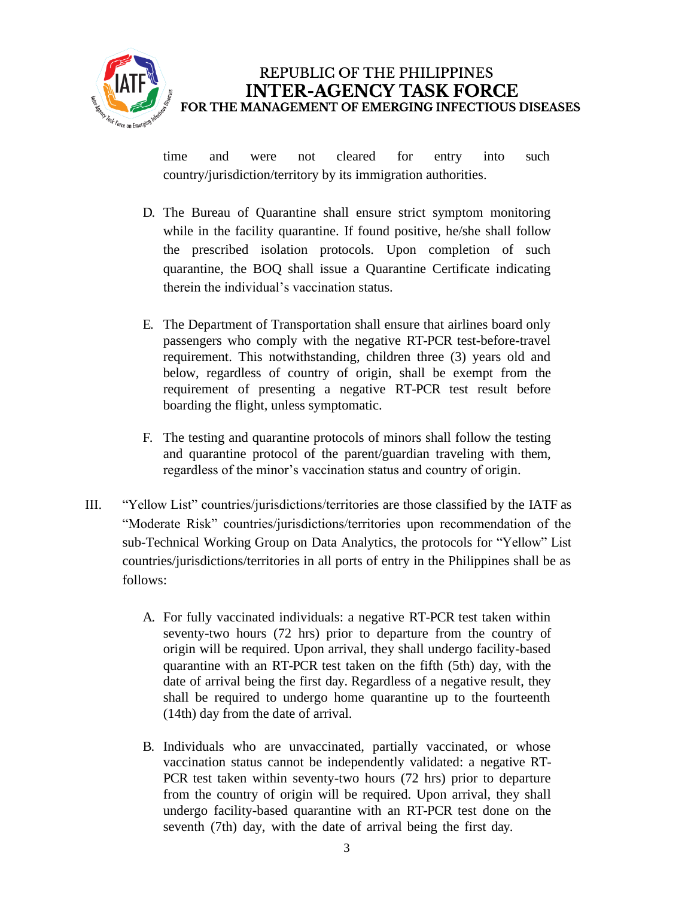time and were not cleared for entry into such country/jurisdiction/territory by its immigration authorities.

D. The Bureau of Quarantine shall ensure strict symptom monitoring while in the facility quarantine. If found positive, he/she shall follow the prescribed isolation protocols. Upon completion of such quarantine, the BOQ shall issue a Quarantine Certificate indicating therein the individual's vaccination status.

E. The Department of Transportation shall ensure that airlines board only passengers who comply with the negative RT-PCR test-before-travel requirement. This notwithstanding, children three (3) years old and below, regardless of country of origin, shall be exempt from the requirement of presenting a negative RT-PCR test result before boarding the flight, unless symptomatic.

F. The testing and quarantine protocols of minors shall follow the testing and quarantine protocol of the parent/guardian traveling with them, regardless of the minor's vaccination status and country of origin.

III. "Yellow List" countries/jurisdictions/territories are those classified by the IATF as "Moderate Risk" countries/jurisdictions/territories upon recommendation of the sub-Technical Working Group on Data Analytics, the protocols for "Yellow" List countries/jurisdictions/territories in all ports of entry in the Philippines shall be as follows:

A. For fully vaccinated individuals: a negative RT-PCR test taken within seventy-two hours (72 hrs) prior to departure from the country of origin will be required. Upon arrival, they shall undergo facility-based quarantine with an RT-PCR test taken on the fifth (5th) day, with the date of arrival being the first day. Regardless of a negative result, they shall be required to undergo home quarantine up to the fourteenth (14th) day from the date of arrival.

B. Individuals who are unvaccinated, partially vaccinated, or whose vaccination status cannot be independently validated: a negative RT-PCR test taken within seventy-two hours (72 hrs) prior to departure from the country of origin will be required. Upon arrival, they shall undergo facility-based quarantine with an RT-PCR test done on the seventh (7th) day, with the date of arrival being the first day.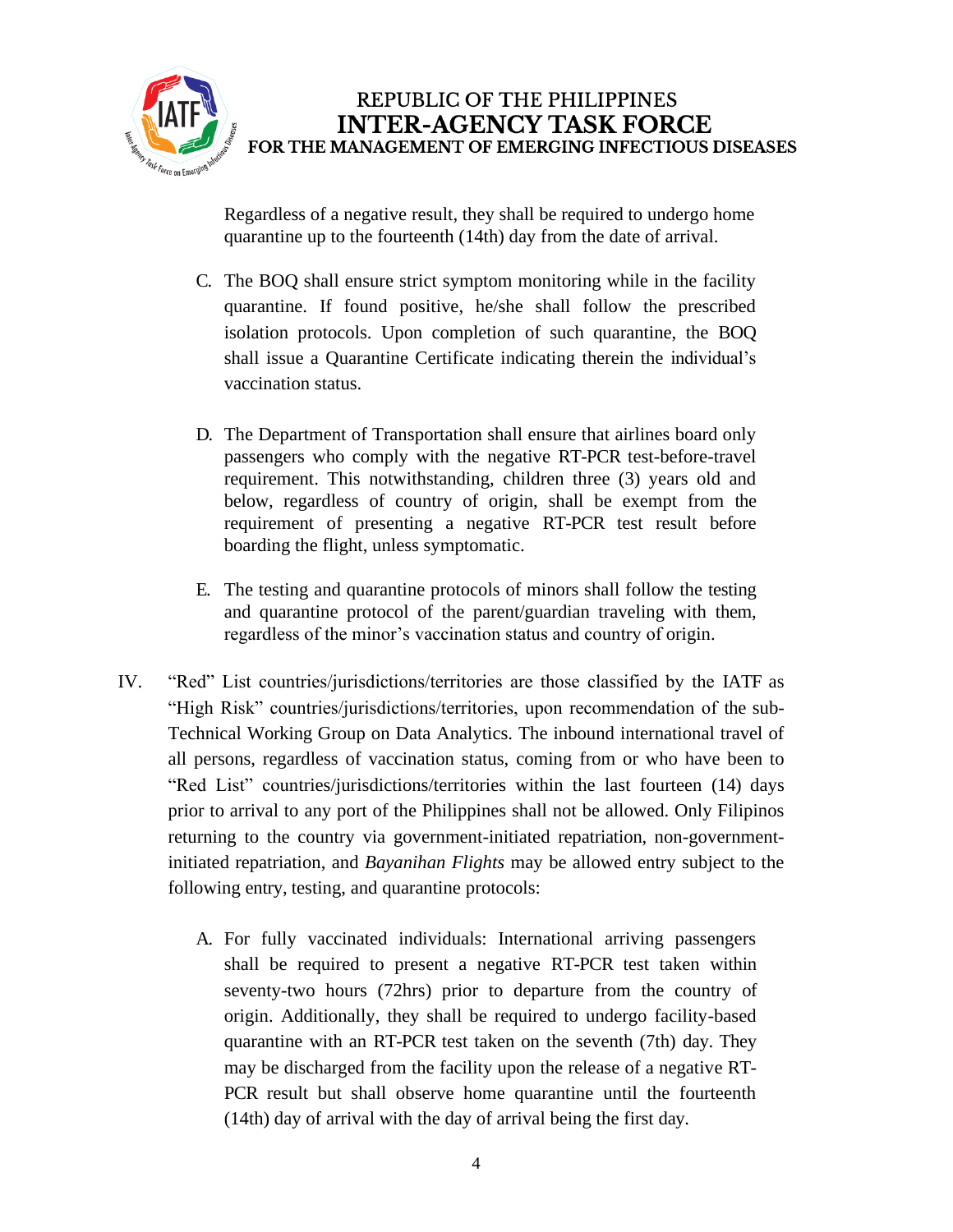Regardless of a negative result, they shall be required to undergo home quarantine up to the fourteenth (14th) day from the date of arrival.

C. The BOQ shall ensure strict symptom monitoring while in the facility quarantine. If found positive, he/she shall follow the prescribed isolation protocols. Upon completion of such quarantine, the BOQ shall issue a Quarantine Certificate indicating therein the individual's vaccination status.

D. The Department of Transportation shall ensure that airlines board only passengers who comply with the negative RT-PCR test-before-travel requirement. This notwithstanding, children three (3) years old and below, regardless of country of origin, shall be exempt from the requirement of presenting a negative RT-PCR test result before boarding the flight, unless symptomatic.

E. The testing and quarantine protocols of minors shall follow the testing and quarantine protocol of the parent/guardian traveling with them, regardless of the minor's vaccination status and country of origin.

IV. "Red" List countries/jurisdictions/territories are those classified by the IATF as "High Risk" countries/jurisdictions/territories, upon recommendation of the sub-Technical Working Group on Data Analytics. The inbound international travel of all persons, regardless of vaccination status, coming from or who have been to "Red List" countries/jurisdictions/territories within the last fourteen (14) days prior to arrival to any port of the Philippines shall not be allowed. Only Filipinos returning to the country via government-initiated repatriation, non-government-initiated repatriation, and *Bayanihan Flights* may be allowed entry subject to the following entry, testing, and quarantine protocols:

A. For fully vaccinated individuals: International arriving passengers shall be required to present a negative RT-PCR test taken within seventy-two hours (72hrs) prior to departure from the country of origin. Additionally, they shall be required to undergo facility-based quarantine with an RT-PCR test taken on the seventh (7th) day. They may be discharged from the facility upon the release of a negative RT-PCR result but shall observe home quarantine until the fourteenth (14th) day of arrival with the day of arrival being the first day.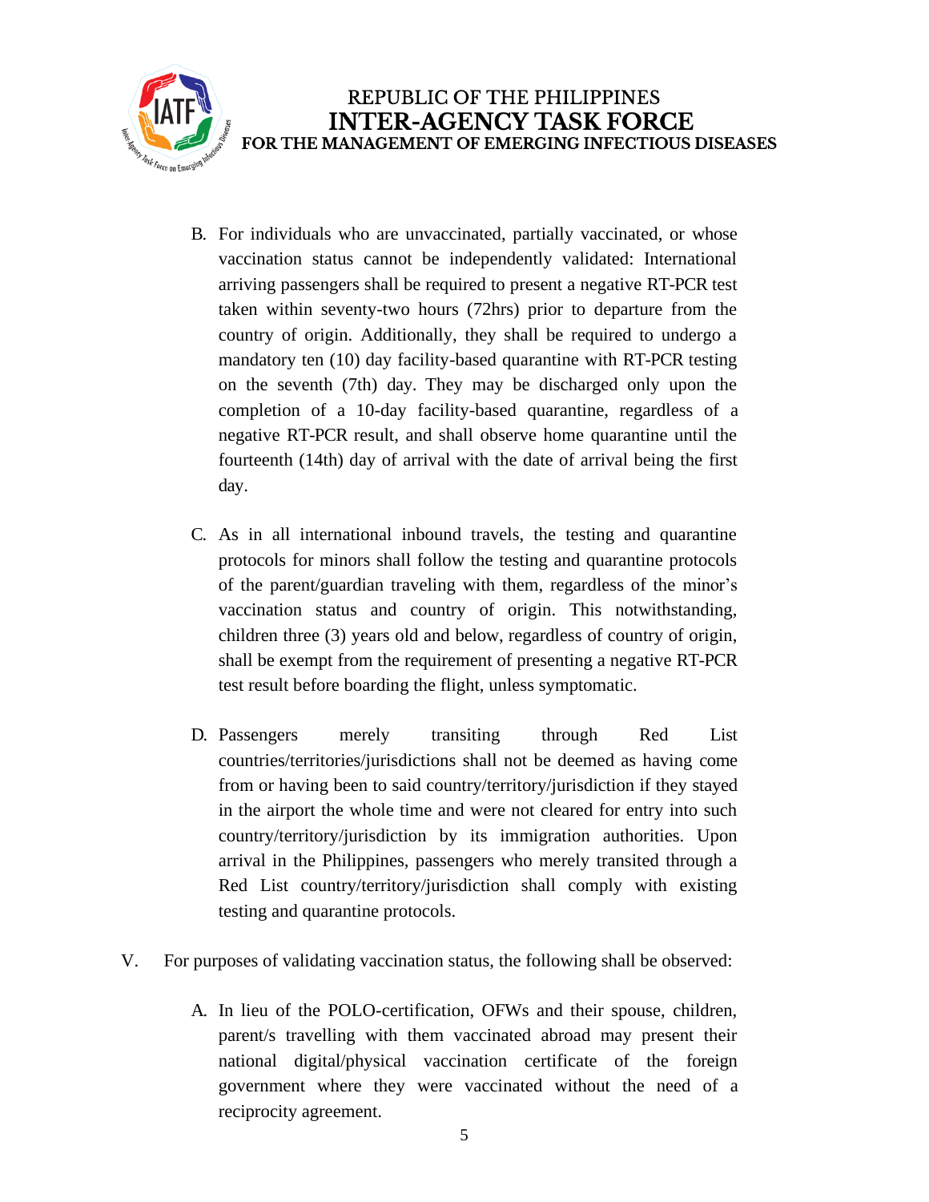B. For individuals who are unvaccinated, partially vaccinated, or whose vaccination status cannot be independently validated: International arriving passengers shall be required to present a negative RT-PCR test taken within seventy-two hours (72hrs) prior to departure from the country of origin. Additionally, they shall be required to undergo a mandatory ten (10) day facility-based quarantine with RT-PCR testing on the seventh (7th) day. They may be discharged only upon the completion of a 10-day facility-based quarantine, regardless of a negative RT-PCR result, and shall observe home quarantine until the fourteenth (14th) day of arrival with the date of arrival being the first day.

C. As in all international inbound travels, the testing and quarantine protocols for minors shall follow the testing and quarantine protocols of the parent/guardian traveling with them, regardless of the minor's vaccination status and country of origin. This notwithstanding, children three (3) years old and below, regardless of country of origin, shall be exempt from the requirement of presenting a negative RT-PCR test result before boarding the flight, unless symptomatic.

D. Passengers merely transiting through Red List countries/territories/jurisdictions shall not be deemed as having come from or having been to said country/territory/jurisdiction if they stayed in the airport the whole time and were not cleared for entry into such country/territory/jurisdiction by its immigration authorities. Upon arrival in the Philippines, passengers who merely transited through a Red List country/territory/jurisdiction shall comply with existing testing and quarantine protocols.

V. For purposes of validating vaccination status, the following shall be observed:

A. In lieu of the POLO-certification, OFWs and their spouse, children, parent/s travelling with them vaccinated abroad may present their national digital/physical vaccination certificate of the foreign government where they were vaccinated without the need of a reciprocity agreement.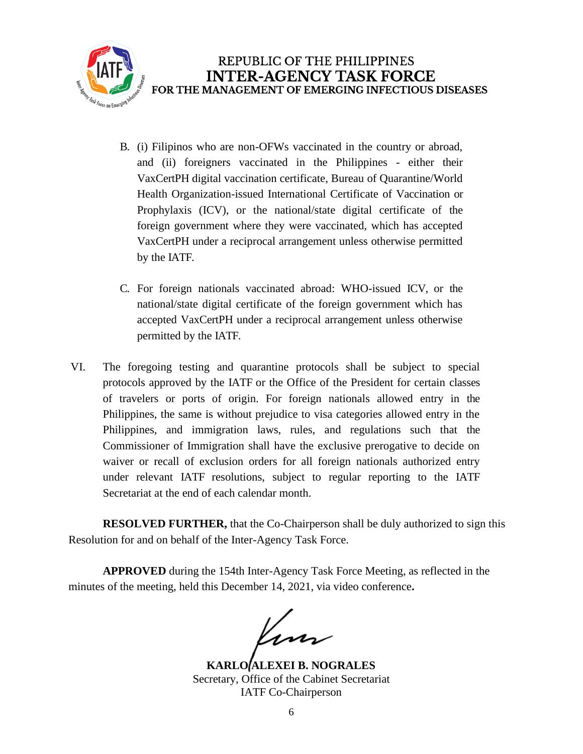B. (i) Filipinos who are non-OFWs vaccinated in the country or abroad, and (ii) foreigners vaccinated in the Philippines - either their VaxCertPH digital vaccination certificate, Bureau of Quarantine/World Health Organization-issued International Certificate of Vaccination or Prophylaxis (ICV), or the national/state digital certificate of the foreign government where they were vaccinated, which has accepted VaxCertPH under a reciprocal arrangement unless otherwise permitted by the IATF.

C. For foreign nationals vaccinated abroad: WHO-issued ICV, or the national/state digital certificate of the foreign government which has accepted VaxCertPH under a reciprocal arrangement unless otherwise permitted by the IATF.

VI. The foregoing testing and quarantine protocols shall be subject to special protocols approved by the IATF or the Office of the President for certain classes of travelers or ports of origin. For foreign nationals allowed entry in the Philippines, the same is without prejudice to visa categories allowed entry in the Philippines, and immigration laws, rules, and regulations such that the Commissioner of Immigration shall have the exclusive prerogative to decide on waiver or recall of exclusion orders for all foreign nationals authorized entry under relevant IATF resolutions, subject to regular reporting to the IATF Secretariat at the end of each calendar month.

**RESOLVED FURTHER,** that the Co-Chairperson shall be duly authorized to sign this Resolution for and on behalf of the Inter-Agency Task Force.

**APPROVED** during the 154th Inter-Agency Task Force Meeting, as reflected in the minutes of the meeting, held this December 14, 2021, via video conference**.**

**KARLO ALEXEI B. NOGRALES**
Secretary, Office of the Cabinet Secretariat
IATF Co-Chairperson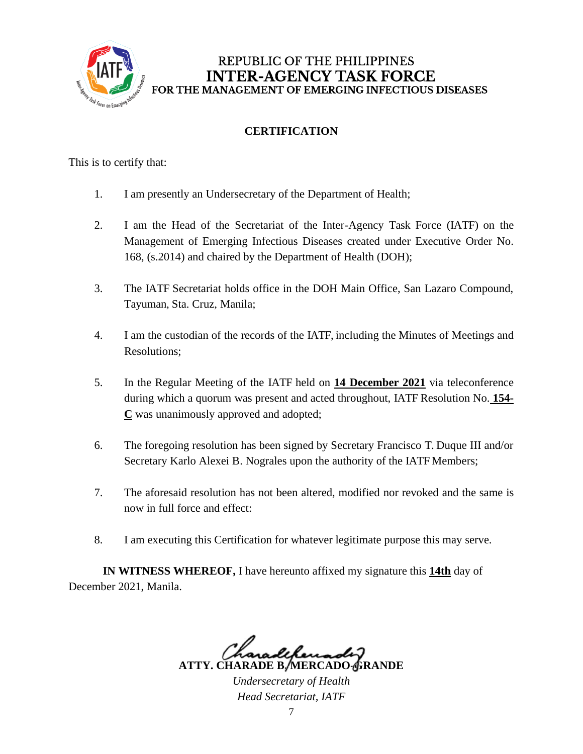REPUBLIC OF THE PHILIPPINES
INTER-AGENCY TASK FORCE
FOR THE MANAGEMENT OF EMERGING INFECTIOUS DISEASES

## CERTIFICATION

This is to certify that:

1. I am presently an Undersecretary of the Department of Health;

2. I am the Head of the Secretariat of the Inter-Agency Task Force (IATF) on the Management of Emerging Infectious Diseases created under Executive Order No. 168, (s.2014) and chaired by the Department of Health (DOH);

3. The IATF Secretariat holds office in the DOH Main Office, San Lazaro Compound, Tayuman, Sta. Cruz, Manila;

4. I am the custodian of the records of the IATF, including the Minutes of Meetings and Resolutions;

5. In the Regular Meeting of the IATF held on **14 December 2021** via teleconference during which a quorum was present and acted throughout, IATF Resolution No. **154-C** was unanimously approved and adopted;

6. The foregoing resolution has been signed by Secretary Francisco T. Duque III and/or Secretary Karlo Alexei B. Nograles upon the authority of the IATF Members;

7. The aforesaid resolution has not been altered, modified nor revoked and the same is now in full force and effect:

8. I am executing this Certification for whatever legitimate purpose this may serve.

**IN WITNESS WHEREOF,** I have hereunto affixed my signature this **14th** day of December 2021, Manila.

**ATTY. CHARADE B. MERCADO-GRANDE**
*Undersecretary of Health*
*Head Secretariat, IATF*